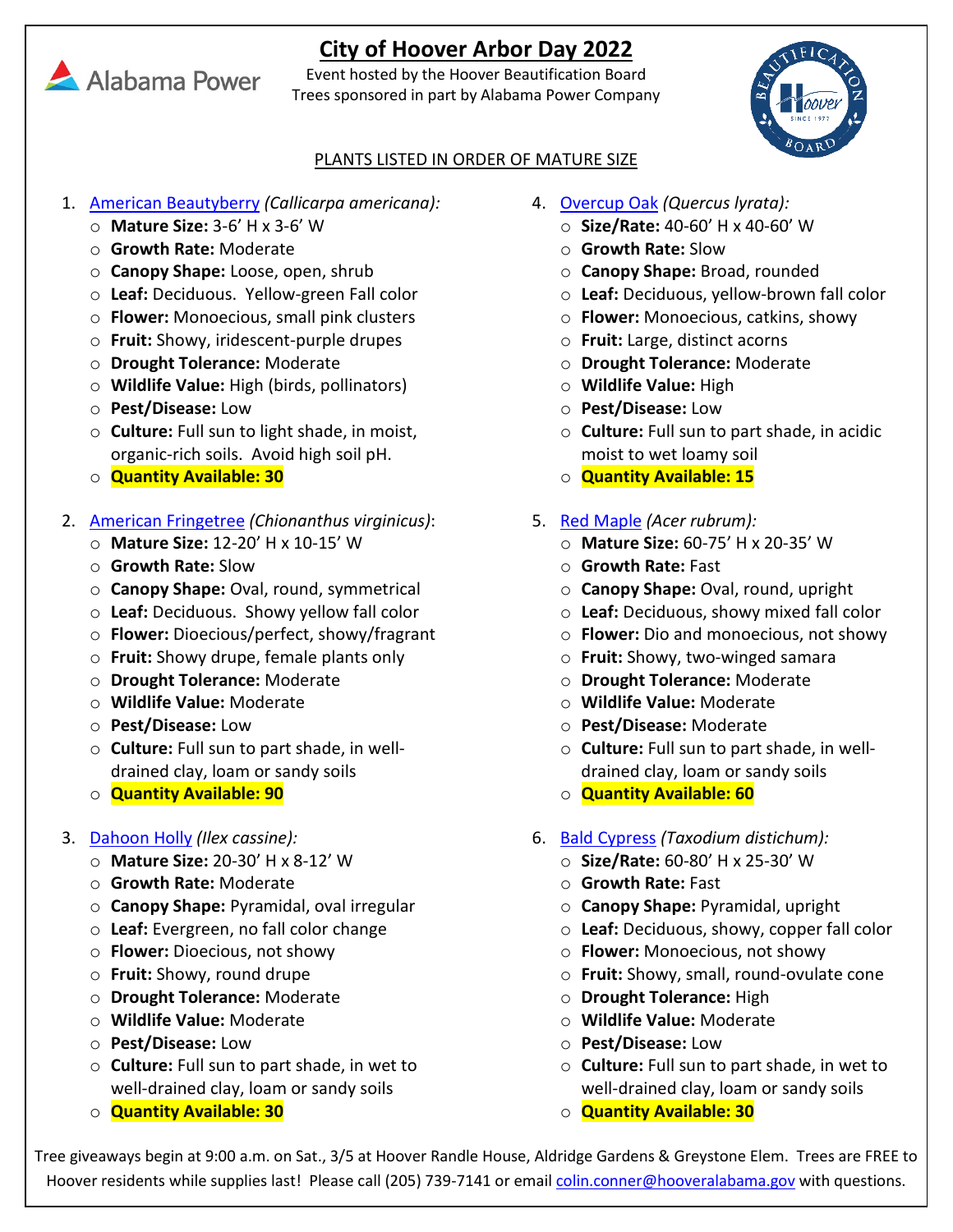# City of Hoover Arbor Day 2022

Event hosted by the Hoover Beautification Board
Trees sponsored in part by Alabama Power Company

PLANTS LISTED IN ORDER OF MATURE SIZE

1. American Beautyberry *(Callicarpa americana):*
   - **Mature Size:** 3-6' H x 3-6' W
   - **Growth Rate:** Moderate
   - **Canopy Shape:** Loose, open, shrub
   - **Leaf:** Deciduous. Yellow-green Fall color
   - **Flower:** Monoecious, small pink clusters
   - **Fruit:** Showy, iridescent-purple drupes
   - **Drought Tolerance:** Moderate
   - **Wildlife Value:** High (birds, pollinators)
   - **Pest/Disease:** Low
   - **Culture:** Full sun to light shade, in moist, organic-rich soils. Avoid high soil pH.
   - **Quantity Available: 30**

2. American Fringetree *(Chionanthus virginicus)*:
   - **Mature Size:** 12-20' H x 10-15' W
   - **Growth Rate:** Slow
   - **Canopy Shape:** Oval, round, symmetrical
   - **Leaf:** Deciduous. Showy yellow fall color
   - **Flower:** Dioecious/perfect, showy/fragrant
   - **Fruit:** Showy drupe, female plants only
   - **Drought Tolerance:** Moderate
   - **Wildlife Value:** Moderate
   - **Pest/Disease:** Low
   - **Culture:** Full sun to part shade, in well-drained clay, loam or sandy soils
   - **Quantity Available: 90**

3. Dahoon Holly *(Ilex cassine):*
   - **Mature Size:** 20-30' H x 8-12' W
   - **Growth Rate:** Moderate
   - **Canopy Shape:** Pyramidal, oval irregular
   - **Leaf:** Evergreen, no fall color change
   - **Flower:** Dioecious, not showy
   - **Fruit:** Showy, round drupe
   - **Drought Tolerance:** Moderate
   - **Wildlife Value:** Moderate
   - **Pest/Disease:** Low
   - **Culture:** Full sun to part shade, in wet to well-drained clay, loam or sandy soils
   - **Quantity Available: 30**

4. Overcup Oak *(Quercus lyrata):*
   - **Size/Rate:** 40-60' H x 40-60' W
   - **Growth Rate:** Slow
   - **Canopy Shape:** Broad, rounded
   - **Leaf:** Deciduous, yellow-brown fall color
   - **Flower:** Monoecious, catkins, showy
   - **Fruit:** Large, distinct acorns
   - **Drought Tolerance:** Moderate
   - **Wildlife Value:** High
   - **Pest/Disease:** Low
   - **Culture:** Full sun to part shade, in acidic moist to wet loamy soil
   - **Quantity Available: 15**

5. Red Maple *(Acer rubrum):*
   - **Mature Size:** 60-75' H x 20-35' W
   - **Growth Rate:** Fast
   - **Canopy Shape:** Oval, round, upright
   - **Leaf:** Deciduous, showy mixed fall color
   - **Flower:** Dio and monoecious, not showy
   - **Fruit:** Showy, two-winged samara
   - **Drought Tolerance:** Moderate
   - **Wildlife Value:** Moderate
   - **Pest/Disease:** Moderate
   - **Culture:** Full sun to part shade, in well-drained clay, loam or sandy soils
   - **Quantity Available: 60**

6. Bald Cypress *(Taxodium distichum):*
   - **Size/Rate:** 60-80' H x 25-30' W
   - **Growth Rate:** Fast
   - **Canopy Shape:** Pyramidal, upright
   - **Leaf:** Deciduous, showy, copper fall color
   - **Flower:** Monoecious, not showy
   - **Fruit:** Showy, small, round-ovulate cone
   - **Drought Tolerance:** High
   - **Wildlife Value:** Moderate
   - **Pest/Disease:** Low
   - **Culture:** Full sun to part shade, in wet to well-drained clay, loam or sandy soils
   - **Quantity Available: 30**

Tree giveaways begin at 9:00 a.m. on Sat., 3/5 at Hoover Randle House, Aldridge Gardens & Greystone Elem. Trees are FREE to Hoover residents while supplies last! Please call (205) 739-7141 or email colin.conner@hooveralabama.gov with questions.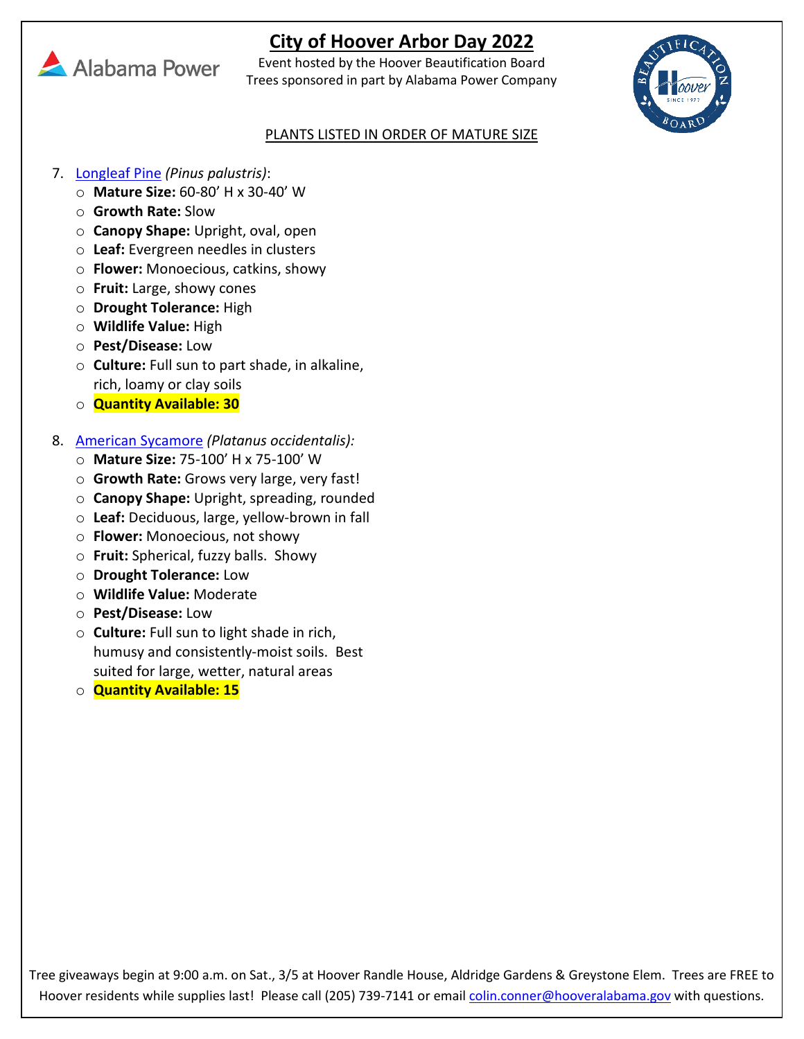# City of Hoover Arbor Day 2022

Event hosted by the Hoover Beautification Board
Trees sponsored in part by Alabama Power Company

PLANTS LISTED IN ORDER OF MATURE SIZE

7. Longleaf Pine *(Pinus palustris)*:
   - **Mature Size:** 60-80' H x 30-40' W
   - **Growth Rate:** Slow
   - **Canopy Shape:** Upright, oval, open
   - **Leaf:** Evergreen needles in clusters
   - **Flower:** Monoecious, catkins, showy
   - **Fruit:** Large, showy cones
   - **Drought Tolerance:** High
   - **Wildlife Value:** High
   - **Pest/Disease:** Low
   - **Culture:** Full sun to part shade, in alkaline, rich, loamy or clay soils
   - **Quantity Available: 30**

8. American Sycamore *(Platanus occidentalis):*
   - **Mature Size:** 75-100' H x 75-100' W
   - **Growth Rate:** Grows very large, very fast!
   - **Canopy Shape:** Upright, spreading, rounded
   - **Leaf:** Deciduous, large, yellow-brown in fall
   - **Flower:** Monoecious, not showy
   - **Fruit:** Spherical, fuzzy balls. Showy
   - **Drought Tolerance:** Low
   - **Wildlife Value:** Moderate
   - **Pest/Disease:** Low
   - **Culture:** Full sun to light shade in rich, humusy and consistently-moist soils. Best suited for large, wetter, natural areas
   - **Quantity Available: 15**

Tree giveaways begin at 9:00 a.m. on Sat., 3/5 at Hoover Randle House, Aldridge Gardens & Greystone Elem. Trees are FREE to Hoover residents while supplies last! Please call (205) 739-7141 or email colin.conner@hooveralabama.gov with questions.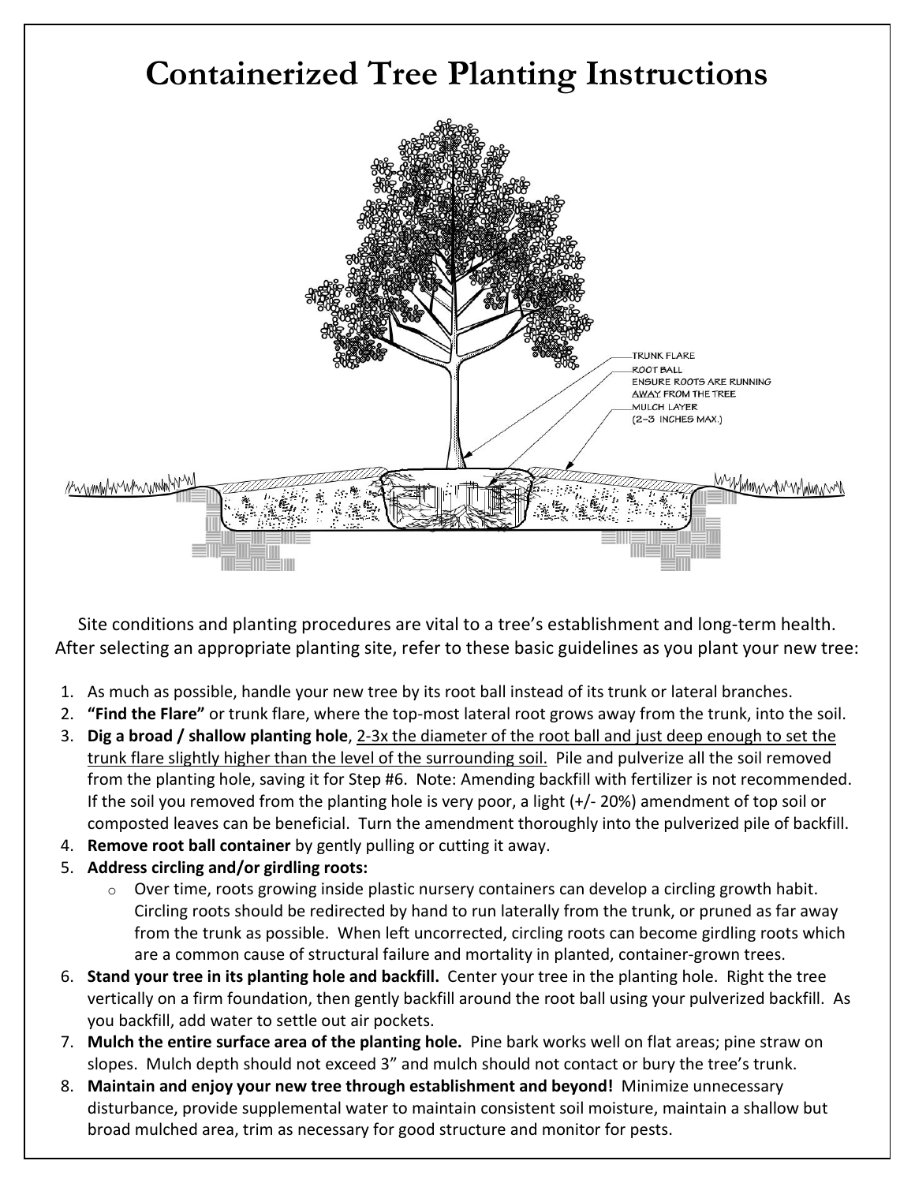# Containerized Tree Planting Instructions

TRUNK FLARE
ROOT BALL
ENSURE ROOTS ARE RUNNING AWAY FROM THE TREE
MULCH LAYER
(2–3 INCHES MAX.)

Site conditions and planting procedures are vital to a tree's establishment and long-term health. After selecting an appropriate planting site, refer to these basic guidelines as you plant your new tree:

1. As much as possible, handle your new tree by its root ball instead of its trunk or lateral branches.
2. **"Find the Flare"** or trunk flare, where the top-most lateral root grows away from the trunk, into the soil.
3. **Dig a broad / shallow planting hole**, 2-3x the diameter of the root ball and just deep enough to set the trunk flare slightly higher than the level of the surrounding soil. Pile and pulverize all the soil removed from the planting hole, saving it for Step #6. Note: Amending backfill with fertilizer is not recommended. If the soil you removed from the planting hole is very poor, a light (+/- 20%) amendment of top soil or composted leaves can be beneficial. Turn the amendment thoroughly into the pulverized pile of backfill.
4. **Remove root ball container** by gently pulling or cutting it away.
5. **Address circling and/or girdling roots:**
   - Over time, roots growing inside plastic nursery containers can develop a circling growth habit. Circling roots should be redirected by hand to run laterally from the trunk, or pruned as far away from the trunk as possible. When left uncorrected, circling roots can become girdling roots which are a common cause of structural failure and mortality in planted, container-grown trees.
6. **Stand your tree in its planting hole and backfill.** Center your tree in the planting hole. Right the tree vertically on a firm foundation, then gently backfill around the root ball using your pulverized backfill. As you backfill, add water to settle out air pockets.
7. **Mulch the entire surface area of the planting hole.** Pine bark works well on flat areas; pine straw on slopes. Mulch depth should not exceed 3" and mulch should not contact or bury the tree's trunk.
8. **Maintain and enjoy your new tree through establishment and beyond!** Minimize unnecessary disturbance, provide supplemental water to maintain consistent soil moisture, maintain a shallow but broad mulched area, trim as necessary for good structure and monitor for pests.